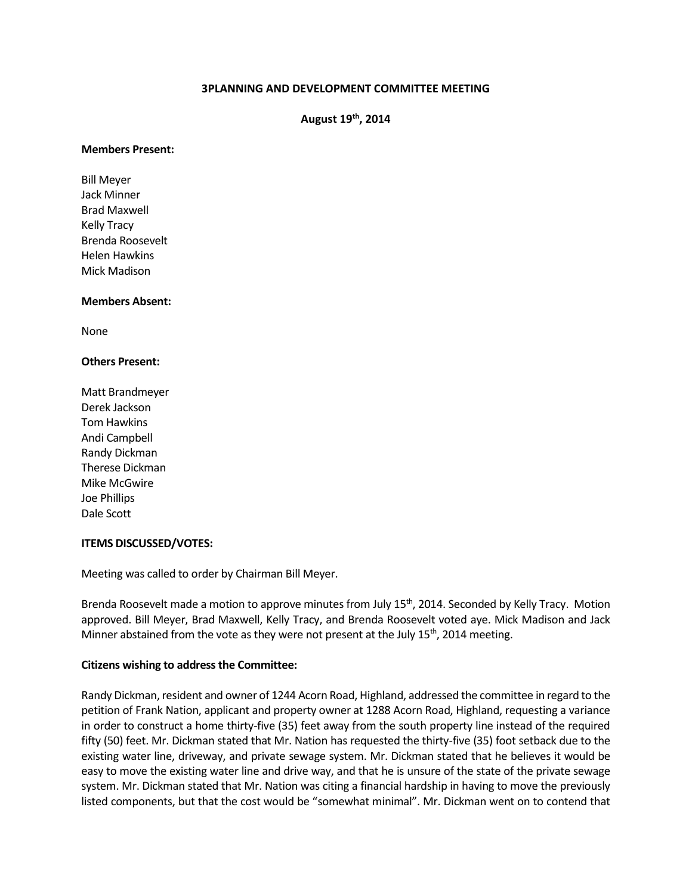# 3PLANNING AND DEVELOPMENT COMMITTEE MEETING

**August 19th, 2014**

**Members Present:**

Bill Meyer
Jack Minner
Brad Maxwell
Kelly Tracy
Brenda Roosevelt
Helen Hawkins
Mick Madison

**Members Absent:**

None

**Others Present:**

Matt Brandmeyer
Derek Jackson
Tom Hawkins
Andi Campbell
Randy Dickman
Therese Dickman
Mike McGwire
Joe Phillips
Dale Scott

**ITEMS DISCUSSED/VOTES:**

Meeting was called to order by Chairman Bill Meyer.

Brenda Roosevelt made a motion to approve minutes from July 15th, 2014. Seconded by Kelly Tracy. Motion approved. Bill Meyer, Brad Maxwell, Kelly Tracy, and Brenda Roosevelt voted aye. Mick Madison and Jack Minner abstained from the vote as they were not present at the July 15th, 2014 meeting.

**Citizens wishing to address the Committee:**

Randy Dickman, resident and owner of 1244 Acorn Road, Highland, addressed the committee in regard to the petition of Frank Nation, applicant and property owner at 1288 Acorn Road, Highland, requesting a variance in order to construct a home thirty-five (35) feet away from the south property line instead of the required fifty (50) feet. Mr. Dickman stated that Mr. Nation has requested the thirty-five (35) foot setback due to the existing water line, driveway, and private sewage system. Mr. Dickman stated that he believes it would be easy to move the existing water line and drive way, and that he is unsure of the state of the private sewage system. Mr. Dickman stated that Mr. Nation was citing a financial hardship in having to move the previously listed components, but that the cost would be "somewhat minimal". Mr. Dickman went on to contend that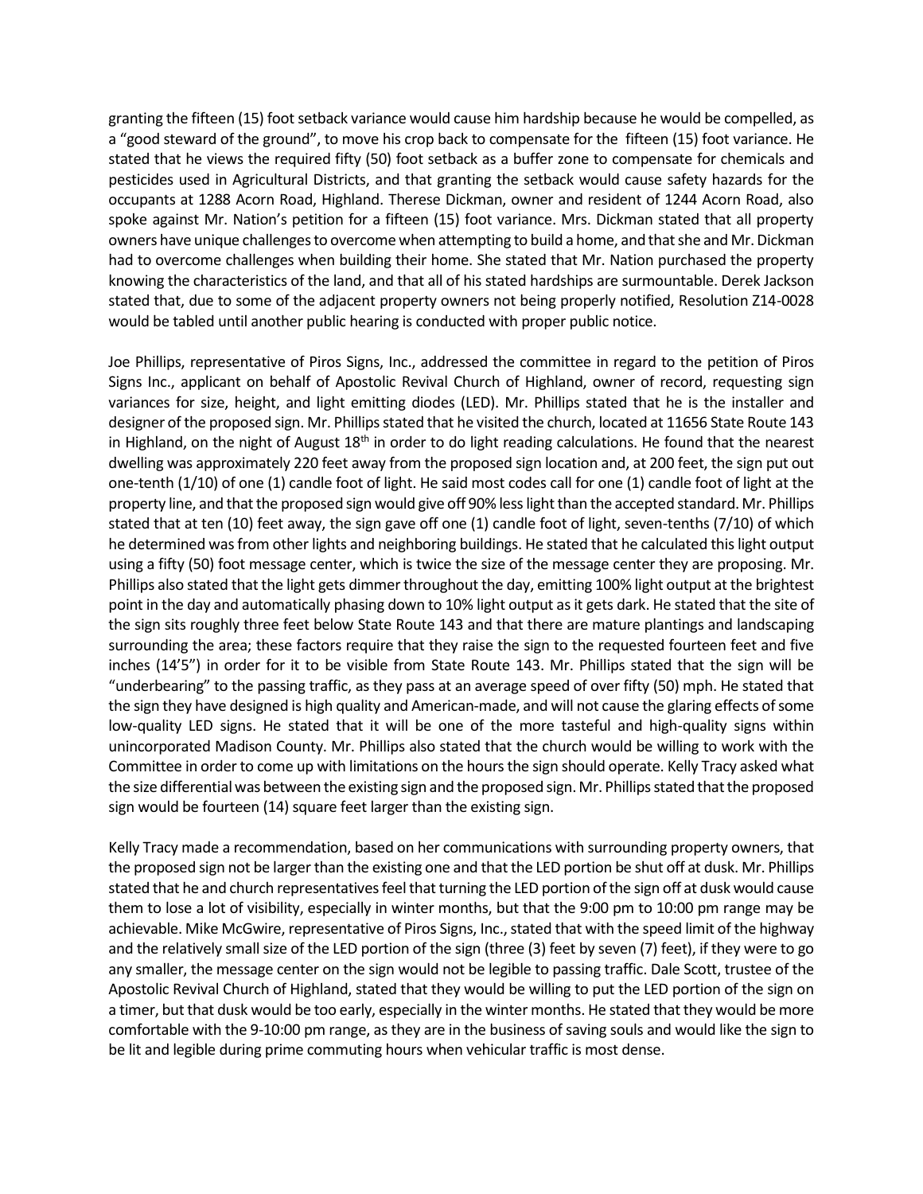granting the fifteen (15) foot setback variance would cause him hardship because he would be compelled, as a "good steward of the ground", to move his crop back to compensate for the fifteen (15) foot variance. He stated that he views the required fifty (50) foot setback as a buffer zone to compensate for chemicals and pesticides used in Agricultural Districts, and that granting the setback would cause safety hazards for the occupants at 1288 Acorn Road, Highland. Therese Dickman, owner and resident of 1244 Acorn Road, also spoke against Mr. Nation's petition for a fifteen (15) foot variance. Mrs. Dickman stated that all property owners have unique challenges to overcome when attempting to build a home, and that she and Mr. Dickman had to overcome challenges when building their home. She stated that Mr. Nation purchased the property knowing the characteristics of the land, and that all of his stated hardships are surmountable. Derek Jackson stated that, due to some of the adjacent property owners not being properly notified, Resolution Z14-0028 would be tabled until another public hearing is conducted with proper public notice.

Joe Phillips, representative of Piros Signs, Inc., addressed the committee in regard to the petition of Piros Signs Inc., applicant on behalf of Apostolic Revival Church of Highland, owner of record, requesting sign variances for size, height, and light emitting diodes (LED). Mr. Phillips stated that he is the installer and designer of the proposed sign. Mr. Phillips stated that he visited the church, located at 11656 State Route 143 in Highland, on the night of August 18th in order to do light reading calculations. He found that the nearest dwelling was approximately 220 feet away from the proposed sign location and, at 200 feet, the sign put out one-tenth (1/10) of one (1) candle foot of light. He said most codes call for one (1) candle foot of light at the property line, and that the proposed sign would give off 90% less light than the accepted standard. Mr. Phillips stated that at ten (10) feet away, the sign gave off one (1) candle foot of light, seven-tenths (7/10) of which he determined was from other lights and neighboring buildings. He stated that he calculated this light output using a fifty (50) foot message center, which is twice the size of the message center they are proposing. Mr. Phillips also stated that the light gets dimmer throughout the day, emitting 100% light output at the brightest point in the day and automatically phasing down to 10% light output as it gets dark. He stated that the site of the sign sits roughly three feet below State Route 143 and that there are mature plantings and landscaping surrounding the area; these factors require that they raise the sign to the requested fourteen feet and five inches (14'5") in order for it to be visible from State Route 143. Mr. Phillips stated that the sign will be "underbearing" to the passing traffic, as they pass at an average speed of over fifty (50) mph. He stated that the sign they have designed is high quality and American-made, and will not cause the glaring effects of some low-quality LED signs. He stated that it will be one of the more tasteful and high-quality signs within unincorporated Madison County. Mr. Phillips also stated that the church would be willing to work with the Committee in order to come up with limitations on the hours the sign should operate. Kelly Tracy asked what the size differential was between the existing sign and the proposed sign. Mr. Phillips stated that the proposed sign would be fourteen (14) square feet larger than the existing sign.

Kelly Tracy made a recommendation, based on her communications with surrounding property owners, that the proposed sign not be larger than the existing one and that the LED portion be shut off at dusk. Mr. Phillips stated that he and church representatives feel that turning the LED portion of the sign off at dusk would cause them to lose a lot of visibility, especially in winter months, but that the 9:00 pm to 10:00 pm range may be achievable. Mike McGwire, representative of Piros Signs, Inc., stated that with the speed limit of the highway and the relatively small size of the LED portion of the sign (three (3) feet by seven (7) feet), if they were to go any smaller, the message center on the sign would not be legible to passing traffic. Dale Scott, trustee of the Apostolic Revival Church of Highland, stated that they would be willing to put the LED portion of the sign on a timer, but that dusk would be too early, especially in the winter months. He stated that they would be more comfortable with the 9-10:00 pm range, as they are in the business of saving souls and would like the sign to be lit and legible during prime commuting hours when vehicular traffic is most dense.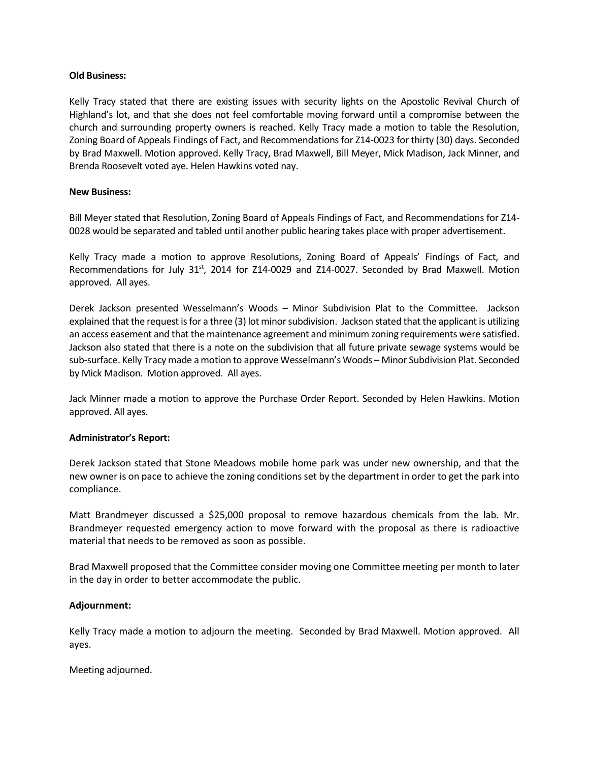**Old Business:**

Kelly Tracy stated that there are existing issues with security lights on the Apostolic Revival Church of Highland's lot, and that she does not feel comfortable moving forward until a compromise between the church and surrounding property owners is reached. Kelly Tracy made a motion to table the Resolution, Zoning Board of Appeals Findings of Fact, and Recommendations for Z14-0023 for thirty (30) days. Seconded by Brad Maxwell. Motion approved. Kelly Tracy, Brad Maxwell, Bill Meyer, Mick Madison, Jack Minner, and Brenda Roosevelt voted aye. Helen Hawkins voted nay.

**New Business:**

Bill Meyer stated that Resolution, Zoning Board of Appeals Findings of Fact, and Recommendations for Z14-0028 would be separated and tabled until another public hearing takes place with proper advertisement.

Kelly Tracy made a motion to approve Resolutions, Zoning Board of Appeals' Findings of Fact, and Recommendations for July 31st, 2014 for Z14-0029 and Z14-0027. Seconded by Brad Maxwell. Motion approved. All ayes.

Derek Jackson presented Wesselmann's Woods – Minor Subdivision Plat to the Committee. Jackson explained that the request is for a three (3) lot minor subdivision. Jackson stated that the applicant is utilizing an access easement and that the maintenance agreement and minimum zoning requirements were satisfied. Jackson also stated that there is a note on the subdivision that all future private sewage systems would be sub-surface. Kelly Tracy made a motion to approve Wesselmann's Woods – Minor Subdivision Plat. Seconded by Mick Madison. Motion approved. All ayes.

Jack Minner made a motion to approve the Purchase Order Report. Seconded by Helen Hawkins. Motion approved. All ayes.

**Administrator's Report:**

Derek Jackson stated that Stone Meadows mobile home park was under new ownership, and that the new owner is on pace to achieve the zoning conditions set by the department in order to get the park into compliance.

Matt Brandmeyer discussed a $25,000 proposal to remove hazardous chemicals from the lab. Mr. Brandmeyer requested emergency action to move forward with the proposal as there is radioactive material that needs to be removed as soon as possible.

Brad Maxwell proposed that the Committee consider moving one Committee meeting per month to later in the day in order to better accommodate the public.

**Adjournment:**

Kelly Tracy made a motion to adjourn the meeting. Seconded by Brad Maxwell. Motion approved. All ayes.

Meeting adjourned.